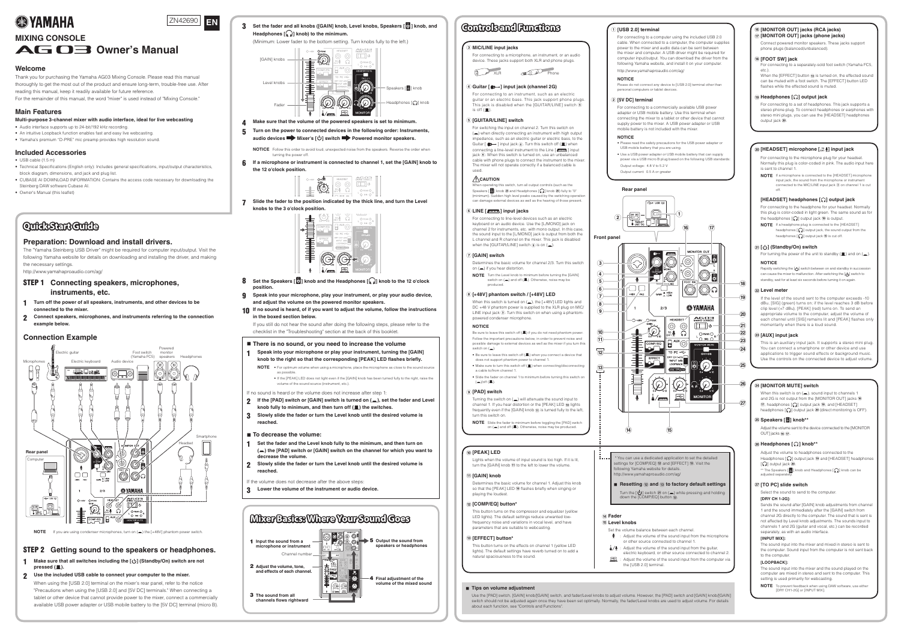# YAMAHA

ZN42690 EN

## MIXING CONSOLE

# AG03 Owner's Manual

## Welcome

Thank you for purchasing the Yamaha AG03 Mixing Console. Please read this manual thoroughly to get the most out of the product and ensure long-term, trouble-free use. After reading this manual, keep it readily available for future reference.
For the remainder of this manual, the word "mixer" is used instead of "Mixing Console."

## Main Features

**Multi-purpose 3-channel mixer with audio interface, ideal for live webcasting**

- Audio interface supports up to 24-bit/192 kHz recording.
- An intuitive Loopback function enables fast and easy live webcasting.
- Yamaha's premium "D-PRE" mic preamp provides high resolution sound.

## Included Accessories

- USB cable (1.5 m)
- Technical Specifications (English only): Includes general specifications, input/output characteristics, block diagram, dimensions, and jack and plug list.
- CUBASE AI DOWNLOAD INFORMATION: Contains the access code necessary for downloading the Steinberg DAW software Cubase AI.
- Owner's Manual (this leaflet)

# Quick Start Guide

## Preparation: Download and install drivers.

The "Yamaha Steinberg USB Driver" might be required for computer input/output. Visit the following Yamaha website for details on downloading and installing the driver, and making the necessary settings.
http://www.yamahaproaudio.com/ag/

## STEP 1 Connecting speakers, microphones, instruments, etc.

1. **Turn off the power of all speakers, instruments, and other devices to be connected to the mixer.**
2. **Connect speakers, microphones, and instruments referring to the connection example below.**

## Connection Example

Microphones, Electric guitar, Electric keyboard, Audio device, Foot switch (Yamaha FC5), Powered monitor speakers, Headphones, Headset, Smartphone, Computer, Rear panel

NOTE If you are using condenser microphones, turn on (▬) the [+48V] phantom power switch.

## STEP 2 Getting sound to the speakers or headphones.

1. **Make sure that all switches including the [⏻] (Standby/On) switch are not pressed (▬).**
2. **Use the included USB cable to connect your computer to the mixer.**

When using the [USB 2.0] terminal on the mixer's rear panel, refer to the notice "Precautions when using the [USB 2.0] and [5V DC] terminals." When connecting a tablet or other device that cannot provide power to the mixer, connect a commercially available USB power adapter or USB mobile battery to the [5V DC] terminal (micro B).

3. **Set the fader and all knobs ([GAIN] knob, Level knobs, Speakers [ ] knob, and Headphones [🎧] knob) to the minimum.**
(Minimum: Lower fader to the bottom setting. Turn knobs fully to the left.)

[GAIN] knobs, Level knobs, Fader, Speakers [ ] knob, Headphones [🎧] knob

4. **Make sure that the volume of the powered speakers is set to minimum.**
5. **Turn on the power to connected devices in the following order: Instruments, audio devices ➡ Mixer's [⏻] switch ➡ Powered monitor speakers.**

NOTICE Follow this order to avoid loud, unexpected noise from the speakers. Reverse the order when turning the power off.

6. **If a microphone or instrument is connected to channel 1, set the [GAIN] knob to the 12 o'clock position.**
7. **Slide the fader to the position indicated by the thick line, and turn the Level knobs to the 3 o'clock position.**
8. **Set the Speakers [ ] knob and the Headphones [🎧] knob to the 12 o'clock position.**
9. **Speak into your microphone, play your instrument, or play your audio device, and adjust the volume on the powered monitor speakers.**
10. **If no sound is heard, or if you want to adjust the volume, follow the instructions in the boxed section below.**

If you still do not hear the sound after doing the following steps, please refer to the checklist in the "Troubleshooting" section at the back of this booklet.

### ■ There is no sound, or you need to increase the volume

1. **Speak into your microphone or play your instrument, turning the [GAIN] knob to the right so that the corresponding [PEAK] LED flashes briefly.**

NOTE
- For optimum volume when using a microphone, place the microphone as close to the sound source as possible.
- If the [PEAK] LED does not light even if the [GAIN] knob has been turned fully to the right, raise the volume of the sound source (instrument, etc.).

If no sound is heard or the volume does not increase after step 1:

2. **If the [PAD] switch or [GAIN] switch is turned on (▬), set the fader and Level knob fully to minimum, and then turn off (▬) the switches.**
3. **Slowly slide the fader or turn the Level knob until the desired volume is reached.**

### ■ To decrease the volume:

1. **Set the fader and the Level knob fully to the minimum, and then turn on (▬) the [PAD] switch or [GAIN] switch on the channel for which you want to decrease the volume.**
2. **Slowly slide the fader or turn the Level knob until the desired volume is reached.**

If the volume does not decrease after the above steps:

3. **Lower the volume of the instrument or audio device.**

# Mixer Basics: Where Your Sound Goes

1. **Input the sound from a microphone or instrument**
2. **Adjust the volume, tone, and effects of each channel.**
3. **The sound from all channels flows rightward**
4. **Final adjustment of the volume of the mixed sound**
5. **Output the sound from speakers or headphones**

Channel number

# Controls and Functions

### ③ MIC/LINE input jacks

For connecting to a microphone, an instrument, or an audio device. These jacks support both XLR and phone plugs.

XLR Phone

### ④ Guitar [ ] input jack (channel 2G)

For connecting to an instrument, such as an electric guitar or an electric bass. This jack support phone plugs. This jack is disabled when the [GUITAR/LINE] switch ⑤ is off (▬).

### ⑤ [GUITAR/LINE] switch

For switching the input on channel 2. Turn this switch on (▬) when directly connecting an instrument with high output impedance, such as an electric guitar or electric bass, to the Guitar [ ] input jack ④. Turn this switch off (▬) when connecting a line-level instrument to the LINE [ ] input jack ⑥. When this switch is turned on, use an unbalanced cable with phone plugs to connect the instrument to the mixer. The mixer will not operate correctly if a balanced cable is used.

**⚠CAUTION**

When operating this switch, turn all output controls (such as the Speakers [ ] knob ㉕ and Headphones [🎧] knob ㉖) fully to "0" (minimum). Sudden high level peaks caused by the switching operation can damage external devices as well as the hearing of those present.

### ⑥ LINE [ ] input jacks

For connecting to line-level devices such as an electric keyboard or an audio device. Use the [L/MONO] jack on channel 2 for instruments, etc. with mono output. In this case, the sound input to the [L/MONO] jack is output from both the L channel and R channel on the mixer. This jack is disabled when the [GUITAR/LINE] switch ⑤ is on (▬).

### ⑦ [GAIN] switch

Determines the basic volume for channel 2/3. Turn this switch on (▬) if you hear distortion.

NOTE Turn the Level knob to minimum before turning the [GAIN] switch on (▬) and off (▬). Otherwise, noise may be produced.

### ⑧ [+48V] phantom switch / [+48V] LED

When this switch is turned on (▬), the [+48V] LED lights and DC +48 V phantom power is supplied to the XLR plug on MIC/LINE input jack ③. Turn this switch on when using a phantom-powered condenser microphone.

**NOTICE**

Be sure to leave this switch off (▬) if you do not need phantom power.
Follow the important precautions below, in order to prevent noise and possible damage to external devices as well as the mixer if you turn this switch on (▬).
- Be sure to leave this switch off (▬) when you connect a device that does not support phantom power to channel 1.
- Make sure to turn this switch off (▬) when connecting/disconnecting a cable to/from channel 1.
- Slide the fader on channel 1 to minimum before turning this switch on (▬)/off (▬).

### ⑨ [PAD] switch

Turning the switch on (▬) will attenuate the sound input to channel 1. If you hear distortion or the [PEAK] LED ⑩ lights frequently even if the [GAIN] knob ⑪ is turned fully to the left, turn this switch on.

NOTE Slide the fader to minimum before toggling the [PAD] switch on (▬) and off (▬). Otherwise, noise may be produced.

### ⑩ [PEAK] LED

Lights when the volume of input sound is too high. If it is lit, turn the [GAIN] knob ⑪ to the left to lower the volume.

### ⑪ [GAIN] knob

Determines the basic volume for channel 1. Adjust this knob so that the [PEAK] LED ⑩ flashes briefly when singing or playing the loudest.

### ⑫ [COMP/EQ] button*

This button turns on the compressor and equalizer (yellow LED lights). The default settings reduce unwanted low-frequency noise and variations in vocal level, and have parameters that are suitable to webcasting.

### ⑬ [EFFECT] button*

This button turns on the effects on channel 1 (yellow LED lights). The default settings have reverb turned on to add a natural spaciousness to the sound.

\* You can use a dedicated application to set the detailed settings for [COMP/EQ] ⑫ and [EFFECT] ⑬. Visit the following Yamaha website for details.
http://www.yamahaproaudio.com/ag/

#### ■ Resetting ⑫ and ⑬ to factory default settings

Turn the [⏻] switch ㉑ on (▬) while pressing and holding down the [COMP/EQ] button ⑫.

### ⑭ Fader
### ⑮ Level knobs

Set the volume balance between each channel.

- 🎤 : Adjust the volume of the sound input from the microphone or other source connected to channel 1.
- 🎸/🎹 : Adjust the volume of the sound input from the guitar, electric keyboard, or other source connected to channel 2.
- 💻 : Adjust the volume of the sound input from the computer via the [USB 2.0] terminal.

### ■ Tips on volume adjustment

Use the [PAD] switch, [GAIN] knob/[GAIN] switch, and fader/Level knobs to adjust volume. However, the [PAD] switch and [GAIN] knob/[GAIN] switch should not be adjusted again once they have been set optimally. Normally, the fader/Level knobs are used to adjust volume. For details about each function, see "Controls and Functions".

### ① [USB 2.0] terminal

For connecting to a computer using the included USB 2.0 cable. When connected to a computer, the computer supplies power to the mixer and audio can be sent between the mixer and computer. A USB driver might be required for computer input/output. You can download the driver from the following Yamaha website, and install it on your computer.
http://www.yamahaproaudio.com/ag/

**NOTICE**

Please do not connect any device to [USB 2.0] terminal other than personal computers or tablet devices.

### ② [5V DC] terminal

For connecting to a commercially available USB power adapter or USB mobile battery. Use this terminal when connecting the mixer to a tablet or other device that cannot supply power to the mixer. A USB power adapter or USB mobile battery is not included with the mixer.

**NOTICE**

- Please read the safety precautions for the USB power adapter or USB mobile battery that you are using.
- Use a USB power adapter or USB mobile battery that can supply power via a USB micro B plug based on the following USB standards:
  Output voltage: 4.8 V to 5.2 V
  Output current: 0.5 A or greater

Rear panel / Front panel

### ⑯ [MONITOR OUT] jacks (RCA jacks)
### ⑰ [MONITOR OUT] jacks (phone jacks)

Connect powered monitor speakers. These jacks support phone plugs (balanced/unbalanced).

### ⑱ [FOOT SW] jack

For connecting to a separately-sold foot switch (Yamaha FC5, etc.).
When the [EFFECT] button ⑬ is turned on, the effected sound can be muted with a foot switch. The [EFFECT] button LED flashes while the effected sound is muted.

### ⑲ Headphones [🎧] output jack

For connecting to a set of headphones. This jack supports a stereo phone plug. To connect headphones or earphones with stereo mini plugs, use the [HEADSET] headphones output jack ⑳.

### ⑳ [HEADSET] microphone [ ] input jack

For connecting to the microphone plug for your headset. Normally this plug is color-coded in pink. The audio input here is sent to channel 1.

NOTE If a microphone is connected to the [HEADSET] microphone input jack, the sound from the microphone or instrument connected to the MIC/LINE input jack ③ on channel 1 is cut off.

### [HEADSET] headphones [🎧] output jack

For connecting to the headphone for your headset. Normally this plug is color-coded in light green. The same sound as for the headphones [🎧] output jack ⑲ is output.

NOTE If a headphone plug is connected to the [HEADSET] headphones [🎧] output jack, the sound output from the headphones [🎧] output jack ⑲ is cut off.

### ㉑ [⏻] (Standby/On) switch

For turning the power of the unit to standby (▬) and on (▬).

**NOTICE**

Rapidly switching the [⏻] switch between on and standby in succession can cause the mixer to malfunction. After switching the [⏻] switch to standby, wait for at least six seconds before turning it on again.

### ㉒ Level meter

If the level of the sound sent to the computer exceeds -10 dBu, [SIG] (green) turns on; if the level reaches 3 dB before clip level (+7 dBu), [PEAK] (red) turns on. To send an appropriate volume to the computer, adjust the volume of each channel until [SIG] remains lit and [PEAK] flashes only momentarily when there is a loud sound.

### ㉓ [AUX] input jack

This is an auxiliary input jack. It supports a stereo mini plug. You can connect a smartphone or other device and use applications to trigger sound effects or background music. Use the controls on the connected device to adjust volume.

### ㉔ [MONITOR MUTE] switch

When this switch is on (▬), sound input to channels 1 and 2G is not output from the [MONITOR OUT] jacks ⑯ ⑰, headphones [🎧] output jack ⑲, and [HEADSET] headphones [🎧] output jack ⑳ (direct monitoring is OFF).

### ㉕ Speakers [ ] knob**

Adjust the volume sent to the device connected to the [MONITOR OUT] jacks ⑯ ⑰.

### ㉖ Headphones [🎧] knob**

Adjust the volume to headphones connected to the Headphones [🎧] output jack ⑲ and [HEADSET] headphones [🎧] output jack ⑳.

\*\* The Speakers [ ] knob and Headphones [🎧] knob can be adjusted separately.

### ㉗ [TO PC] slide switch

Select the sound to send to the computer.

**[DRY CH 1-2G]:**
Sends the sound after [GAIN] knob adjustments from channel 1 and the sound immediately after the [GAIN] switch from channel 2G directly to the computer. The sound that is sent is not affected by Level knob adjustments. The sounds input to channels 1 and 2G (guitar and vocal, etc.) can be recorded separately, as with an audio interface.

**[INPUT MIX]:**
The sound input into the mixer and mixed in stereo is sent to the computer. Sound input from the computer is not sent back to the computer.

**[LOOPBACK]:**
The sound input into the mixer and the sound played on the computer are mixed in stereo and sent to the computer. This setting is used primarily for webcasting.

NOTE To prevent feedback when using DAW software, use either [DRY CH1-2G] or [INPUT MIX].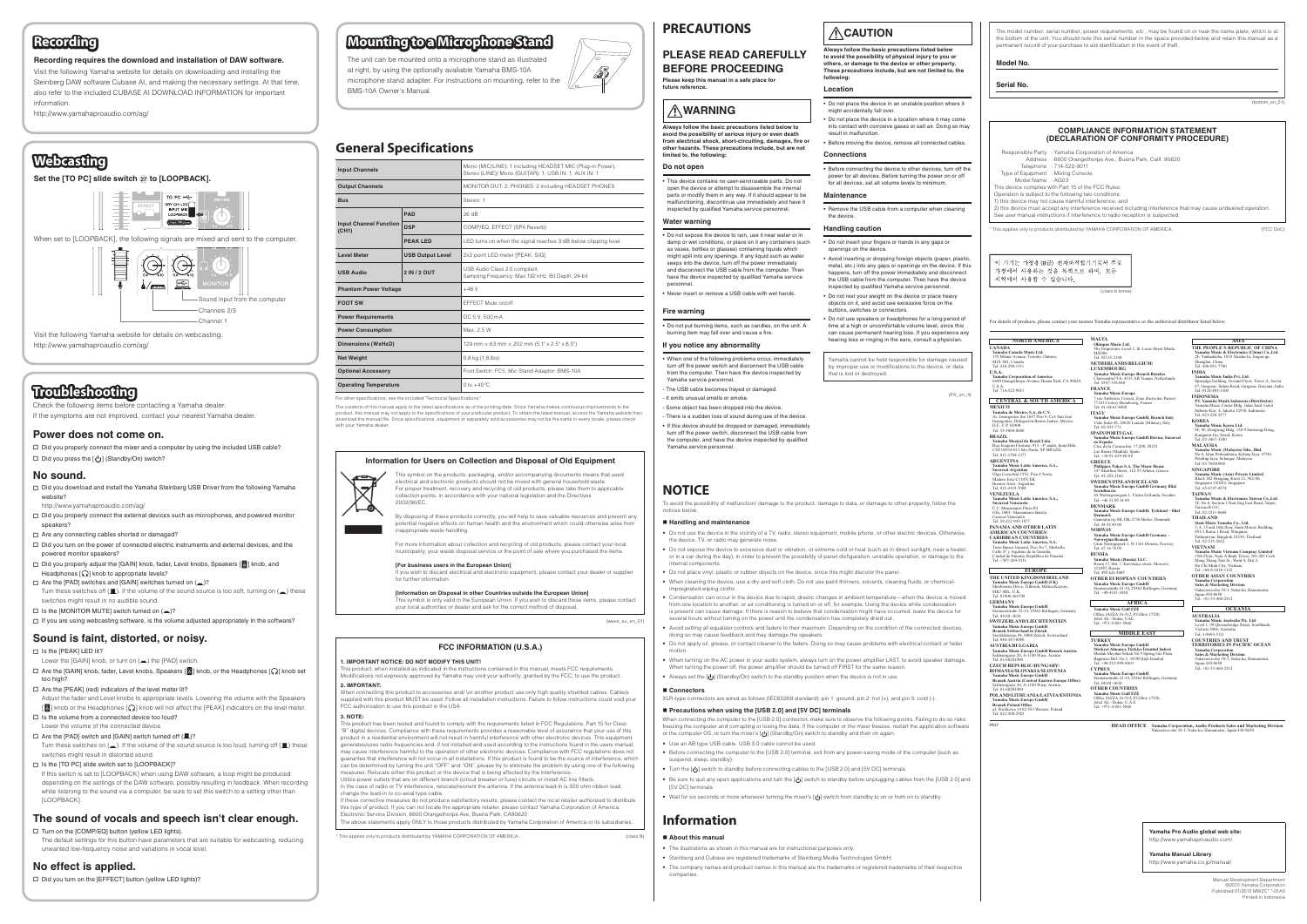## Recording

**Recording requires the download and installation of DAW software.**

Visit the following Yamaha website for details on downloading and installing the Steinberg DAW software Cubase AI, and making the necessary settings. At that time, also refer to the included CUBASE AI DOWNLOAD INFORMATION for important information.

http://www.yamahaproaudio.com/ag/

## Webcasting

**Set the [TO PC] slide switch 27 to [LOOPBACK].**

When set to [LOOPBACK], the following signals are mixed and sent to the computer.

Sound input from the computer
Channels 2/3
Channel 1

Visit the following Yamaha website for details on webcasting.
http://www.yamahaproaudio.com/ag/

## Troubleshooting

Check the following items before contacting a Yamaha dealer.
If the symptoms are not improved, contact your nearest Yamaha dealer.

### Power does not come on.

- ☐ Did you properly connect the mixer and a computer by using the included USB cable?
- ☐ Did you press the [⏻] (Standby/On) switch?

### No sound.

- ☐ Did you download and install the Yamaha Steinberg USB Driver from the following Yamaha website?
  http://www.yamahaproaudio.com/ag/
- ☐ Did you properly connect the external devices such as microphones, and powered monitor speakers?
- ☐ Are any connecting cables shorted or damaged?
- ☐ Did you turn on the power of connected electric instruments and external devices, and the powered monitor speakers?
- ☐ Did you properly adjust the [GAIN] knob, fader, Level knobs, Speakers [🔈] knob, and Headphones [🎧] knob to appropriate levels?
- ☐ Are the [PAD] switches and [GAIN] switches turned on (▂)?
  Turn these switches off (▀). If the volume of the sound source is too soft, turning on (▂) these switches might result in no audible sound.
- ☐ Is the [MONITOR MUTE] switch turned on (▂)?
- ☐ If you are using webcasting software, is the volume adjusted appropriately in the software?

### Sound is faint, distorted, or noisy.

- ☐ Is the [PEAK] LED lit?
  Lower the [GAIN] knob, or turn on (▂) the [PAD] switch.
- ☐ Are the [GAIN] knob, fader, Level knobs, Speakers [🔈] knob, or the Headphones [🎧] knob set too high?
- ☐ Are the [PEAK] (red) indicators of the level meter lit?
  Adjust the fader and Level knobs to appropriate levels. Lowering the volume with the Speakers [🔈] knob or the Headphones [🎧] knob will not affect the [PEAK] indicators on the level meter.
- ☐ Is the volume from a connected device too loud?
  Lower the volume of the connected device.
- ☐ Are the [PAD] switch and [GAIN] switch turned off (▀)?
  Turn these switches on (▂). If the volume of the sound source is too loud, turning off (▀) these switches might result in distorted sound.
- ☐ Is the [TO PC] slide switch set to [LOOPBACK]?
  If this switch is set to [LOOPBACK] when using DAW software, a loop might be produced depending on the settings of the DAW software, possibly resulting in feedback. When recording while listening to the sound via a computer, be sure to set this switch to a setting other than [LOOPBACK].

### The sound of vocals and speech isn't clear enough.

- ☐ Turn on the [COMP/EQ] button (yellow LED lights).
  The default settings for this button have parameters that are suitable for webcasting, reducing unwanted low-frequency noise and variations in vocal level.

### No effect is applied.

- ☐ Did you turn on the [EFFECT] button (yellow LED lights)?

## Mounting to a Microphone Stand

The unit can be mounted onto a microphone stand as illustrated at right, by using the optionally available Yamaha BMS-10A microphone stand adapter. For instructions on mounting, refer to the BMS-10A Owner's Manual.

## General Specifications

| | | |
|---|---|---|
| Input Channels | | Mono (MIC/LINE): 1 including HEADSET MIC (Plug-in Power), Stereo (LINE)/ Mono (GUITAR): 1, USB IN: 1, AUX IN: 1 |
| Output Channels | | MONITOR OUT: 2, PHONES: 2 including HEADSET PHONES |
| Bus | | Stereo: 1 |
| Input Channel Function (CH1) | PAD | 26 dB |
| | DSP | COMP/EQ, EFFECT (SPX Reverb) |
| | PEAK LED | LED turns on when the signal reaches 3 dB below clipping level. |
| Level Meter | USB Output Level | 2x2 point LED meter [PEAK, SIG] |
| USB Audio | 2 IN / 2 OUT | USB Audio Class 2.0 compliant, Sampling Frequency: Max 192 kHz, Bit Depth: 24-bit |
| Phantom Power Voltage | | +48 V |
| FOOT SW | | EFFECT Mute on/off |
| Power Requirements | | DC 5 V, 500 mA |
| Power Consumption | | Max. 2.5 W |
| Dimensions (WxHxD) | | 129 mm × 63 mm × 202 mm (5.1" x 2.5" x 8.0") |
| Net Weight | | 0.8 kg (1.8 lbs) |
| Optional Accessory | | Foot Switch: FC5, Mic Stand Adapter: BMS-10A |
| Operating Temperature | | 0 to +40 °C |

For other specifications, see the included "Technical Specifications".

The contents of this manual apply to the latest specifications as of the printing date. Since Yamaha makes continuous improvements to the product, this manual may not apply to the specifications of your particular product. To obtain the latest manual, access the Yamaha website then download the manual file. Since specifications, equipment or separately sold accessories may not be the same in every locale, please check with your Yamaha dealer.

### Information for Users on Collection and Disposal of Old Equipment

This symbol on the products, packaging, and/or accompanying documents means that used electrical and electronic products should not be mixed with general household waste.
For proper treatment, recovery and recycling of old products, please take them to applicable collection points, in accordance with your national legislation and the Directives 2002/96/EC.

By disposing of these products correctly, you will help to save valuable resources and prevent any potential negative effects on human health and the environment which could otherwise arise from inappropriate waste handling.

For more information about collection and recycling of old products, please contact your local municipality, your waste disposal service or the point of sale where you purchased the items.

**[For business users in the European Union]**
If you wish to discard electrical and electronic equipment, please contact your dealer or supplier for further information.

**[Information on Disposal in other Countries outside the European Union]**
This symbol is only valid in the European Union. If you wish to discard these items, please contact your local authorities or dealer and ask for the correct method of disposal.

(weee_eu_en_01)

### FCC INFORMATION (U.S.A.)

**1. IMPORTANT NOTICE: DO NOT MODIFY THIS UNIT!**
This product, when installed as indicated in the instructions contained in this manual, meets FCC requirements. Modifications not expressly approved by Yamaha may void your authority, granted by the FCC, to use the product.

**2. IMPORTANT:**
When connecting this product to accessories and/ or another product use only high quality shielded cables. Cable/s supplied with this product MUST be used. Follow all installation instructions. Failure to follow instructions could void your FCC authorization to use this product in the USA.

**3. NOTE:**
This product has been tested and found to comply with the requirements listed in FCC Regulations, Part 15 for Class "B" digital devices. Compliance with these requirements provides a reasonable level of assurance that your use of this product in a residential environment will not result in harmful interference with other electronic devices. This equipment generates/uses radio frequencies and, if not installed and used according to the instructions found in the users manual, may cause interference harmful to the operation of other electronic devices. Compliance with FCC regulations does not guarantee that interference will not occur in all installations. If this product is found to be the source of interference, which can be determined by turning the unit "OFF" and "ON", please try to eliminate the problem by using one of the following measures:
Relocate either this product or the device that is being affected by the interference.
Utilize power outlets that are on different branch (circuit breaker or fuse) circuits or install AC line filter/s.
In the case of radio or TV interference, relocate/reorient the antenna. If the antenna lead-in is 300 ohm ribbon lead, change the lead-in to co-axial type cable.
If these corrective measures do not produce satisfactory results, please contact the local retailer authorized to distribute this type of product. If you can not locate the appropriate retailer, please contact Yamaha Corporation of America, Electronic Service Division, 6600 Orangethorpe Ave, Buena Park, CA90620
The above statements apply ONLY to those products distributed by Yamaha Corporation of America or its subsidiaries.

* This applies only to products distributed by YAMAHA CORPORATION OF AMERICA. (class B)

## PRECAUTIONS

## PLEASE READ CAREFULLY BEFORE PROCEEDING

**Please keep this manual in a safe place for future reference.**

### ⚠ WARNING

**Always follow the basic precautions listed below to avoid the possibility of serious injury or even death from electrical shock, short-circuiting, damages, fire or other hazards. These precautions include, but are not limited to, the following:**

#### Do not open

- This device contains no user-serviceable parts. Do not open the device or attempt to disassemble the internal parts or modify them in any way. If it should appear to be malfunctioning, discontinue use immediately and have it inspected by qualified Yamaha service personnel.

#### Water warning

- Do not expose the device to rain, use it near water or in damp or wet conditions, or place on it any containers (such as vases, bottles or glasses) containing liquids which might spill into any openings. If any liquid such as water seeps into the device, turn off the power immediately and disconnect the USB cable from the computer. Then have the device inspected by qualified Yamaha service personnel.
- Never insert or remove a USB cable with wet hands.

#### Fire warning

- Do not put burning items, such as candles, on the unit. A burning item may fall over and cause a fire.

#### If you notice any abnormality

- When one of the following problems occur, immediately turn off the power switch and disconnect the USB cable from the computer. Then have the device inspected by Yamaha service personnel.
  - The USB cable becomes frayed or damaged.
  - It emits unusual smells or smoke.
  - Some object has been dropped into the device.
  - There is a sudden loss of sound during use of the device.
- If this device should be dropped or damaged, immediately turn off the power switch, disconnect the USB cable from the computer, and have the device inspected by qualified Yamaha service personnel.

### ⚠ CAUTION

**Always follow the basic precautions listed below to avoid the possibility of physical injury to you or others, or damage to the device or other property. These precautions include, but are not limited to, the following:**

#### Location

- Do not place the device in an unstable position where it might accidentally fall over.
- Do not place the device in a location where it may come into contact with corrosive gases or salt air. Doing so may result in malfunction.
- Before moving the device, remove all connected cables.

#### Connections

- Before connecting the device to other devices, turn off the power for all devices. Before turning the power on or off for all devices, set all volume levels to minimum.

#### Maintenance

- Remove the USB cable from a computer when cleaning the device.

#### Handling caution

- Do not insert your fingers or hands in any gaps or openings on the device.
- Avoid inserting or dropping foreign objects (paper, plastic, metal, etc.) into any gaps or openings on the device. If this happens, turn off the power immediately and disconnect the USB cable from the computer. Then have the device inspected by qualified Yamaha service personnel.
- Do not rest your weight on the device or place heavy objects on it, and avoid use excessive force on the buttons, switches or connectors.
- Do not use speakers or headphones for a long period of time at a high or uncomfortable volume level, since this can cause permanent hearing loss. If you experience any hearing loss or ringing in the ears, consult a physician.

Yamaha cannot be held responsible for damage caused by improper use or modifications to the device, or data that is lost or destroyed.

(PA_en_4)

## NOTICE

To avoid the possibility of malfunction/ damage to the product, damage to data, or damage to other property, follow the notices below.

### Handling and maintenance

- Do not use the device in the vicinity of a TV, radio, stereo equipment, mobile phone, or other electric devices. Otherwise, the device, TV, or radio may generate noise.
- Do not expose the device to excessive dust or vibration, or extreme cold or heat (such as in direct sunlight, near a heater, or in a car during the day), in order to prevent the possibility of panel disfiguration, unstable operation, or damage to the internal components.
- Do not place vinyl, plastic or rubber objects on the device, since this might discolor the panel.
- When cleaning the device, use a dry and soft cloth. Do not use paint thinners, solvents, cleaning fluids, or chemical-impregnated wiping cloths.
- Condensation can occur in the device due to rapid, drastic changes in ambient temperature—when the device is moved from one location to another, or air conditioning is turned on or off, for example. Using the device while condensation is present can cause damage. If there is reason to believe that condensation might have occurred, leave the device for several hours without turning on the power until the condensation has completely dried out.
- Avoid setting all equalizer controls and faders to their maximum. Depending on the condition of the connected devices, doing so may cause feedback and may damage the speakers.
- Do not apply oil, grease, or contact cleaner to the faders. Doing so may cause problems with electrical contact or fader motion.
- When turning on the AC power in your audio system, always turn on the power amplifier LAST, to avoid speaker damage. When turning the power off, the power amplifier should be turned off FIRST for the same reason.
- Always set the [⏻] (Standby/On) switch to the standby position when the device is not in use.

### Connectors

XLR-type connectors are wired as follows (IEC60268 standard): pin 1: ground, pin 2: hot (+), and pin 3: cold (-).

### Precautions when using the [USB 2.0] and [5V DC] terminals

When connecting the computer to the [USB 2.0] connector, make sure to observe the following points. Failing to do so risks freezing the computer and corrupting or losing the data. If the computer or the mixer freezes, restart the application software or the computer OS, or turn the mixer's [⏻] (Standby/On) switch to standby and then on again.

- Use an AB type USB cable. USB 3.0 cable cannot be used.
- Before connecting the computer to the [USB 2.0] terminal, exit from any power-saving mode of the computer (such as suspend, sleep, standby).
- Turn the [⏻] switch to standby before connecting cables to the [USB 2.0] and [5V DC] terminals.
- Be sure to quit any open applications and turn the [⏻] switch to standby before unplugging cables from the [USB 2.0] and [5V DC] terminals.
- Wait for six seconds or more whenever turning the mixer's [⏻] switch from standby to on or from on to standby.

## Information

### About this manual

- The illustrations as shown in this manual are for instructional purposes only.
- Steinberg and Cubase are registered trademarks of Steinberg Media Technologies GmbH.
- The company names and product names in this manual are the trademarks or registered trademarks of their respective companies.

The model number, serial number, power requirements, etc., may be found on or near the name plate, which is at the bottom of the unit. You should note this serial number in the space provided below and retain this manual as a permanent record of your purchase to aid identification in the event of theft.

**Model No.**

**Serial No.**

(bottom_en_01)

### COMPLIANCE INFORMATION STATEMENT (DECLARATION OF CONFORMITY PROCEDURE)

Responsible Party : Yamaha Corporation of America
Address : 6600 Orangethorpe Ave., Buena Park, Calif. 90620
Telephone : 714-522-9011
Type of Equipment : Mixing Console
Model Name : AG03

This device complies with Part 15 of the FCC Rules.
Operation is subject to the following two conditions:
1) this device may not cause harmful interference, and
2) this device must accept any interference received including interference that may cause undesired operation.
See user manual instructions if interference to radio reception is suspected.

* This applies only to products distributed by YAMAHA CORPORATION OF AMERICA. (FCC DoC)

이 기기는 가정용(B급) 전자파적합기기로서 주로 가정에서 사용하는 것을 목적으로 하며, 모든 지역에서 사용할 수 있습니다.

(class b korea)

For details of products, please contact your nearest Yamaha representative or the authorized distributor listed below.

**NORTH AMERICA**

**CANADA**
Yamaha Canada Music Ltd.
135 Milner Avenue, Toronto, Ontario, M1S 3R1, Canada
Tel: 416-298-1311

**U.S.A.**
Yamaha Corporation of America
6600 Orangethorpe Avenue, Buena Park, CA 90620, U.S.A.
Tel: 714-522-9011

**CENTRAL & SOUTH AMERICA**

**MEXICO**
Yamaha de México, S.A. de C.V.
Av. Insurgentes Sur 1647 Piso 9, Col. San José Insurgentes, Delegación Benito Juárez, México, D.F., C.P. 03900
Tel: 55-5804-0600

**BRAZIL**
Yamaha Musical do Brasil Ltda.
Rua Joaquim Floriano, 913 - 4° andar, Itaim Bibi, CEP 04534-013 São Paulo, SP. BRAZIL
Tel: 011-3704-1377

**ARGENTINA**
Yamaha Music Latin America, S.A., Sucursal Argentina
Olga Cossettini 1553, Piso 4 Norte, Madero Este-C1107CEK, Buenos Aires, Argentina
Tel: 011-4119-7000

**VENEZUELA**
Yamaha Music Latin America, S.A., Sucursal Venezuela
C.C. Manzanares Plaza P4 Ofic. 0401- Manzanares-Baruta Caracas Venezuela
Tel: 58-212-943-1877

**PANAMA AND OTHER LATIN AMERICAN COUNTRIES/ CARIBBEAN COUNTRIES**
Yamaha Music Latin America, S.A.
Torre Banco General, Piso No.7, Marbella, Calle 47 y Aquilino de la Guardia, Ciudad de Panamá, República de Panamá
Tel: +507-269-5311

**EUROPE**

**THE UNITED KINGDOM/IRELAND**
Yamaha Music Europe GmbH (UK)
Sherbourne Drive, Tilbrook, Milton Keynes, MK7 8BL, U.K.
Tel: 01908-366700

**GERMANY**
Yamaha Music Europe GmbH
Siemensstraße 22-34, 25462 Rellingen, Germany
Tel: 04101-3030

**SWITZERLAND/LIECHTENSTEIN**
Yamaha Music Europe GmbH Branch Switzerland in Zürich
Seefeldstrasse 94, 8008 Zürich, Switzerland
Tel: 044-387-8080

**AUSTRIA/BULGARIA**
Yamaha Music Europe GmbH Branch Austria
Schleiergasse 20, A-1100 Wien, Austria
Tel: 01-60203900

**CZECH REPUBLIC/HUNGARY/ ROMANIA/SLOVAKIA/SLOVENIA**
Yamaha Music Europe GmbH Branch Austria (Central Eastern Europe Office)
Schleiergasse 20, A-1100 Wien, Austria
Tel: 01-60203900

**POLAND/LITHUANIA/LATVIA/ESTONIA**
Yamaha Music Europe GmbH Branch Poland Office
ul. Wrotkowa 14 02-553 Warsaw, Poland
Tel: 022-500-2925

**MALTA**
Olimpus Music Ltd.
The Emporium, Level 3, St. Louis Street Msida MSD06
Tel: 02133-2144

**NETHERLANDS/BELGIUM/ LUXEMBOURG**
Yamaha Music Europe Branch Benelux
Clarissenhof 5-b, 4133 AB Vianen, Netherlands
Tel: 0347-358 040

**FRANCE**
Yamaha Music Europe
7 rue Ambroise Croizat, Zone d'activités Pariest, 77183 Croissy-Beaubourg, France
Tel: 01-64-61-4000

**ITALY**
Yamaha Music Europe GmbH, Branch Italy
Viale Italia 88, 20020 Lainate (Milano), Italy
Tel: 02-935-771

**SPAIN/PORTUGAL**
Yamaha Music Europe GmbH Ibérica, Sucursal en España
Ctra. de la Coruña km. 17,200, 28231 Las Rozas (Madrid), Spain
Tel: +34-91-639-88-88

**GREECE**
Philippos Nakas S.A. The Music House
147 Skiathou Street, 112-55 Athens, Greece
Tel: 01-228 2160

**SWEDEN/FINLAND/ICELAND**
Yamaha Music Europe GmbH Germany filial Scandinavia
JA Wettergrensgata 1, Västra Frölunda, Sweden
Tel: +46 31 89 34 00

**DENMARK**
Yamaha Music Europe GmbH, Tyskland – filial Denmark
Generatorvej 8B, DK-2730 Herlev, Denmark
Tel: 44 92 49 00

**NORWAY**
Yamaha Music Europe GmbH Germany - Norwegian Branch
Grini Næringspark 1, N-1361 Østerås, Norway
Tel: 67 16 77 70

**RUSSIA**
Yamaha Music (Russia) LLC.
Room 37, bld. 7, Kievskaya street, Moscow, 121059, Russia
Tel: 495 626 5005

**OTHER EUROPEAN COUNTRIES**
Yamaha Music Europe GmbH
Siemensstraße 22-34, 25462 Rellingen, Germany
Tel: +49-4101-3030

**AFRICA**

Yamaha Music Gulf FZE
Office JAFZA 16-512, P.O.Box 17328, Jebel Ali - Dubai, UAE
Tel: +971-4-881-5868

**MIDDLE EAST**

**TURKEY**
Yamaha Music Europe GmbH Merkezi Almanya Türkiye İstanbul Şubesi
Maslak Meydanı Sodak No:5 Spring Giz Plaza Bağımsız Böl. No:3, 34398 Şişli İstanbul
Tel: +90-212-999-8010

**CYPRUS**
Yamaha Music Europe GmbH
Siemensstraße 22-34, 25462 Rellingen, Germany
Tel: 04101-3030

**OTHER COUNTRIES**
Yamaha Music Gulf FZE
Office JAFZA 16-512, P.O.Box 17328, Jebel Ali - Dubai, U.A.E.
Tel: +971-4-881-5868

**ASIA**

**THE PEOPLE'S REPUBLIC OF CHINA**
Yamaha Music & Electronics (China) Co.,Ltd.
2F, Yunhedasha, 1818 Xinzha-lu, Jingan-qu, Shanghai, China
Tel: 400-051-7700

**INDIA**
Yamaha Music India Pvt. Ltd.
Spazedge building, Ground Floor, Tower A, Sector 47, Gurgaon- Sohna Road, Gurgaon, Haryana, India
Tel: 0124-485-3300

**INDONESIA**
PT. Yamaha Musik Indonesia (Distributor)
Yamaha Music Center Bldg. Jalan Jend. Gatot Subroto Kav. 4, Jakarta 12930, Indonesia
Tel: 021-520-2577

**KOREA**
Yamaha Music Korea Ltd.
8F, 9F, Dongsung Bldg. 158-9 Samsung-Dong, Kangnam-Gu, Seoul, Korea
Tel: 02-3467-3300

**MALAYSIA**
Yamaha Music (Malaysia) Sdn., Bhd.
No.8, Jalan Perbandaran, Kelana Jaya, 47301 Petaling Jaya, Selangor, Malaysia
Tel: 03-78030900

**SINGAPORE**
Yamaha Music (Asia) Private Limited
Block 202 Hougang Street 21, #02-00, Singapore 530202, Singapore
Tel: 65-6747-4374

**TAIWAN**
Yamaha Music & Electronics Taiwan Co.,Ltd.
3F, No.6, Section 2 Nan-Jing East Road, Taipei, Taiwan R.O.C.
Tel: 02-2511-8688

**THAILAND**
Siam Music Yamaha Co., Ltd.
3, 4, 15 and 16th floor, Siam Motors Building, 891/1 Rama 1 Road, Wangmai, Pathumwan, Bangkok 10330, Thailand
Tel: 02-215-2622

**VIETNAM**
Yamaha Music Vietnam Company Limited
15th Floor, Nam A Bank Tower, 201-203 Cach Mang Thang Tam St., Ward 4, Dist.3, Ho Chi Minh City, Vietnam
Tel: +84-8-3818-1122

**OTHER ASIAN COUNTRIES**
Yamaha Corporation Sales & Marketing Division
Nakazawa-cho 10-1, Naka-ku, Hamamatsu, Japan 430-8650
Tel: +81-53-460-2312

**OCEANIA**

**AUSTRALIA**
Yamaha Music Australia Pty. Ltd.
Level 1, 99 Queensbridge Street, Southbank, Victoria 3006, Australia
Tel: 3-9693-5111

**COUNTRIES AND TRUST TERRITORIES IN PACIFIC OCEAN**
Yamaha Corporation Sales & Marketing Division
Nakazawa-cho 10-1, Naka-ku, Hamamatsu, Japan 430-8650
Tel: +81-53-460-2312

PA37

**HEAD OFFICE** Yamaha Corporation, Audio Products Sales and Marketing Division
Nakazawa-cho 10-1, Naka-ku, Hamamatsu, Japan 430-8650

**Yamaha Pro Audio global web site:**
http://www.yamahaproaudio.com/

**Yamaha Manual Library**
http://www.yamaha.co.jp/manual/

Manual Development Department
©2015 Yamaha Corporation
Published 01/2015 MWZC*-*01A0
Printed in Indonesia